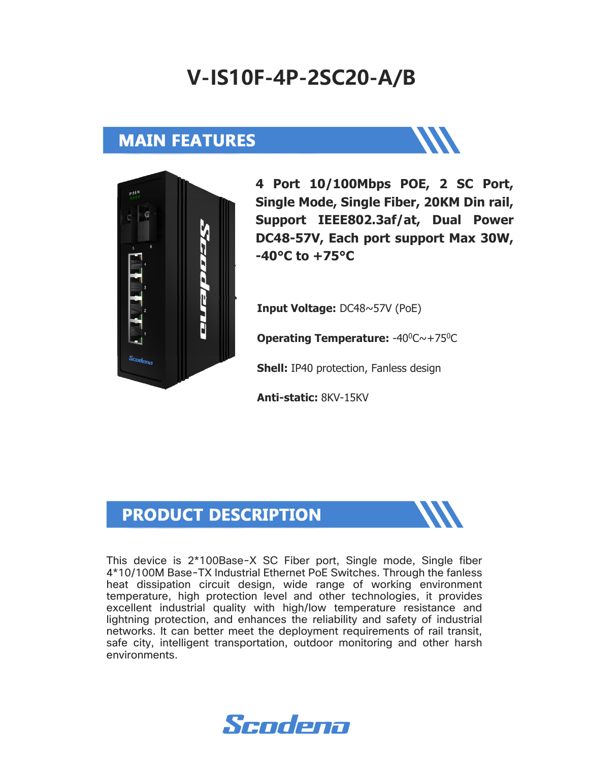# V-IS10F-4P-2SC20-A/B

## MAIN FEATURES

**4 Port 10/100Mbps POE, 2 SC Port, Single Mode, Single Fiber, 20KM Din rail, Support IEEE802.3af/at, Dual Power DC48-57V, Each port support Max 30W, -40°C to +75°C**

**Input Voltage:** DC48~57V (PoE)

**Operating Temperature:** -40⁰C~+75⁰C

**Shell:** IP40 protection, Fanless design

**Anti-static:** 8KV-15KV

## PRODUCT DESCRIPTION

This device is 2*100Base-X SC Fiber port, Single mode, Single fiber 4*10/100M Base-TX Industrial Ethernet PoE Switches. Through the fanless heat dissipation circuit design, wide range of working environment temperature, high protection level and other technologies, it provides excellent industrial quality with high/low temperature resistance and lightning protection, and enhances the reliability and safety of industrial networks. It can better meet the deployment requirements of rail transit, safe city, intelligent transportation, outdoor monitoring and other harsh environments.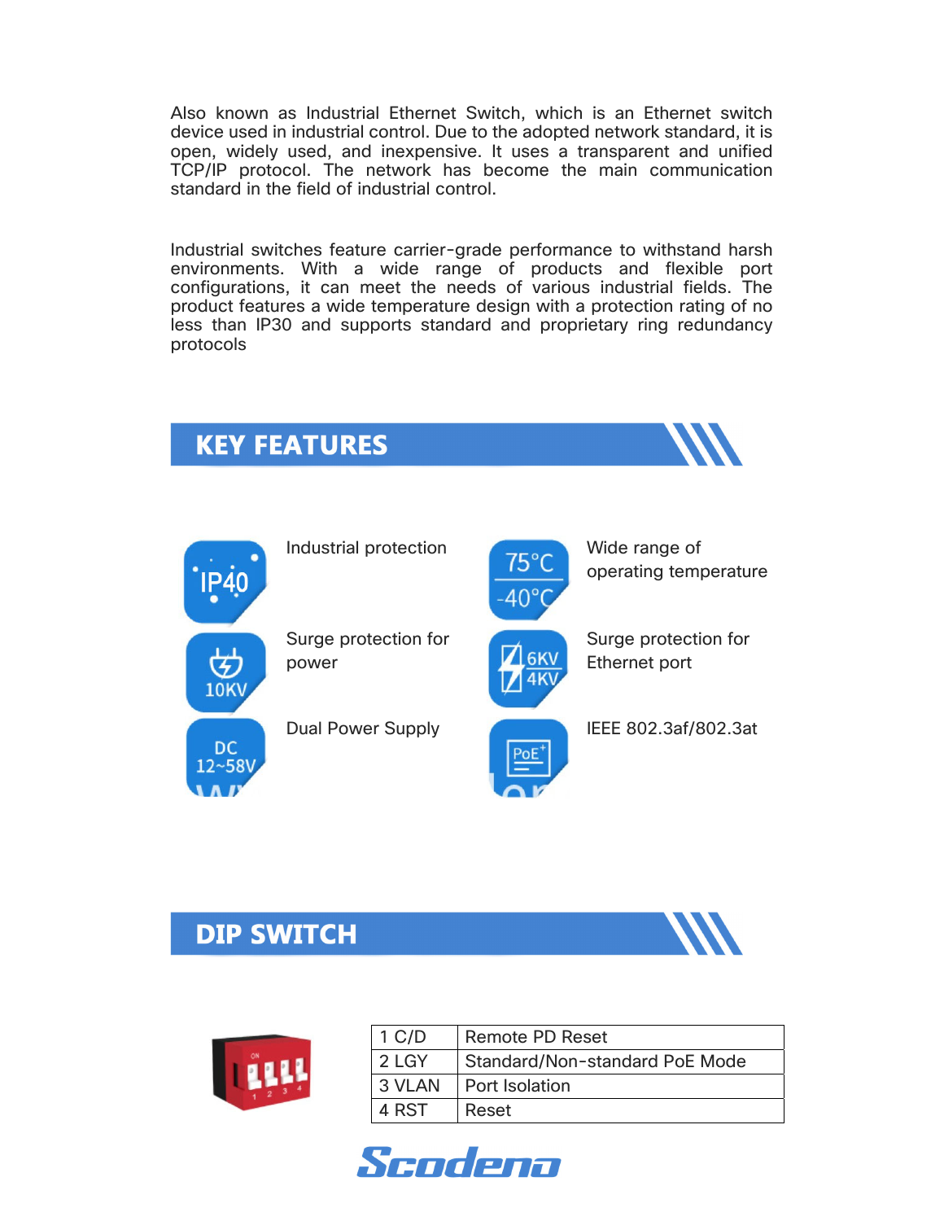Also known as Industrial Ethernet Switch, which is an Ethernet switch device used in industrial control. Due to the adopted network standard, it is open, widely used, and inexpensive. It uses a transparent and unified TCP/IP protocol. The network has become the main communication standard in the field of industrial control.

Industrial switches feature carrier-grade performance to withstand harsh environments. With a wide range of products and flexible port configurations, it can meet the needs of various industrial fields. The product features a wide temperature design with a protection rating of no less than IP30 and supports standard and proprietary ring redundancy protocols

## KEY FEATURES

- Industrial protection
- Wide range of operating temperature
- Surge protection for power
- Surge protection for Ethernet port
- Dual Power Supply
- IEEE 802.3af/802.3at

## DIP SWITCH

| | |
|---|---|
| 1 C/D | Remote PD Reset |
| 2 LGY | Standard/Non-standard PoE Mode |
| 3 VLAN | Port Isolation |
| 4 RST | Reset |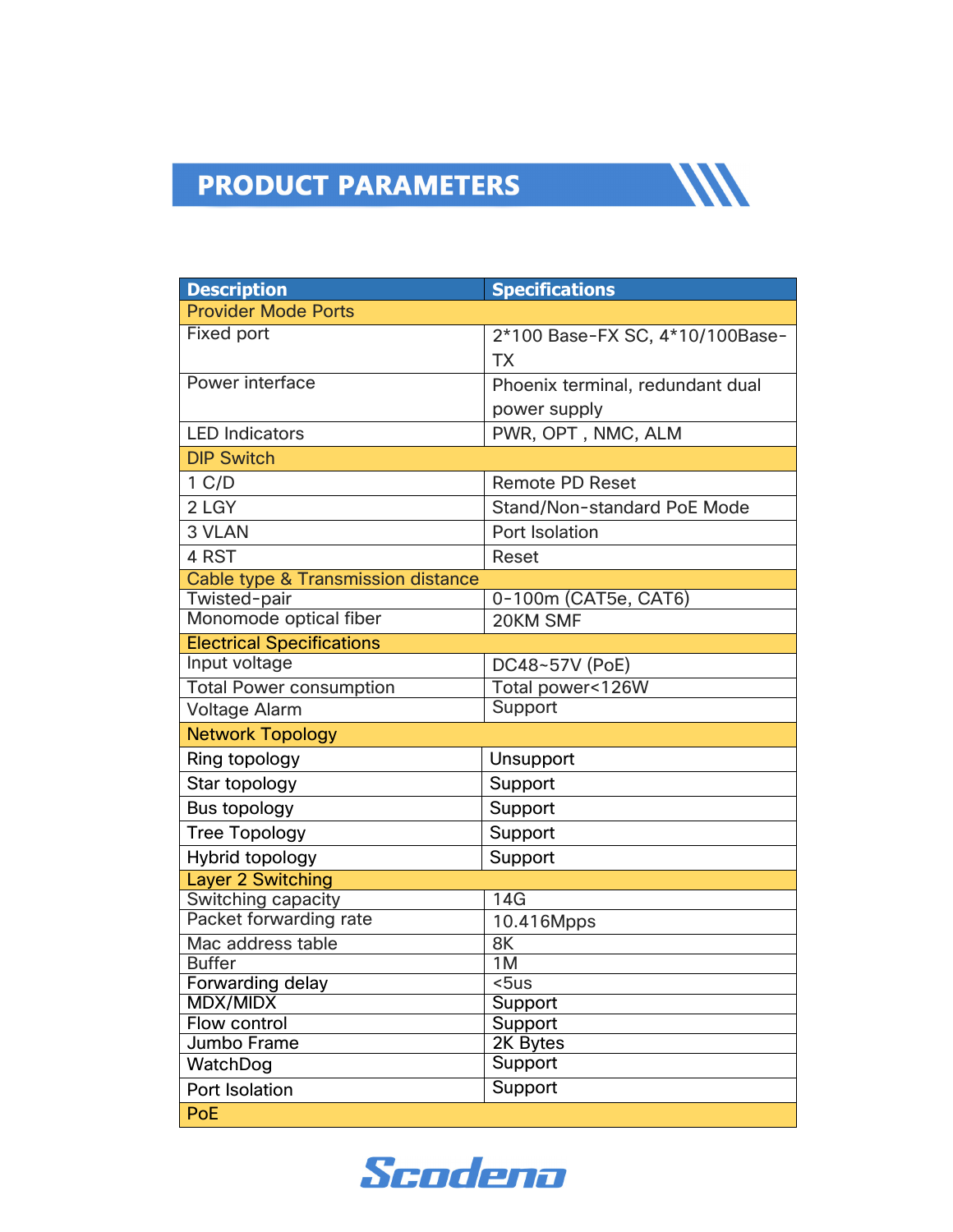## PRODUCT PARAMETERS

| Description | Specifications |
|---|---|
| **Provider Mode Ports** | |
| Fixed port | 2*100 Base-FX SC, 4*10/100Base-TX |
| Power interface | Phoenix terminal, redundant dual power supply |
| LED Indicators | PWR, OPT , NMC, ALM |
| **DIP Switch** | |
| 1 C/D | Remote PD Reset |
| 2 LGY | Stand/Non-standard PoE Mode |
| 3 VLAN | Port Isolation |
| 4 RST | Reset |
| **Cable type & Transmission distance** | |
| Twisted-pair | 0-100m (CAT5e, CAT6) |
| Monomode optical fiber | 20KM SMF |
| **Electrical Specifications** | |
| Input voltage | DC48~57V (PoE) |
| Total Power consumption | Total power<126W |
| Voltage Alarm | Support |
| **Network Topology** | |
| Ring topology | Unsupport |
| Star topology | Support |
| Bus topology | Support |
| Tree Topology | Support |
| Hybrid topology | Support |
| **Layer 2 Switching** | |
| Switching capacity | 14G |
| Packet forwarding rate | 10.416Mpps |
| Mac address table | 8K |
| Buffer | 1M |
| Forwarding delay | <5us |
| MDX/MIDX | Support |
| Flow control | Support |
| Jumbo Frame | 2K Bytes |
| WatchDog | Support |
| Port Isolation | Support |
| **PoE** | |

Scodena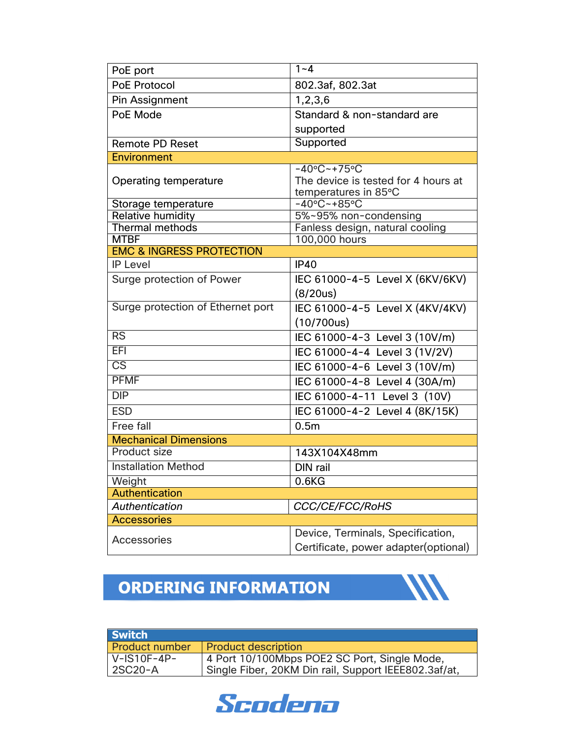| PoE port | 1~4 |
|---|---|
| PoE Protocol | 802.3af, 802.3at |
| Pin Assignment | 1,2,3,6 |
| PoE Mode | Standard & non-standard are supported |
| Remote PD Reset | Supported |
| **Environment** | |
| Operating temperature | -40°C~+75°C<br>The device is tested for 4 hours at temperatures in 85°C |
| Storage temperature | -40°C~+85°C |
| Relative humidity | 5%~95% non-condensing |
| Thermal methods | Fanless design, natural cooling |
| MTBF | 100,000 hours |
| **EMC & INGRESS PROTECTION** | |
| IP Level | IP40 |
| Surge protection of Power | IEC 61000-4-5 Level X (6KV/6KV) (8/20us) |
| Surge protection of Ethernet port | IEC 61000-4-5 Level X (4KV/4KV) (10/700us) |
| RS | IEC 61000-4-3 Level 3 (10V/m) |
| EFI | IEC 61000-4-4 Level 3 (1V/2V) |
| CS | IEC 61000-4-6 Level 3 (10V/m) |
| PFMF | IEC 61000-4-8 Level 4 (30A/m) |
| DIP | IEC 61000-4-11 Level 3 (10V) |
| ESD | IEC 61000-4-2 Level 4 (8K/15K) |
| Free fall | 0.5m |
| **Mechanical Dimensions** | |
| Product size | 143X104X48mm |
| Installation Method | DIN rail |
| Weight | 0.6KG |
| **Authentication** | |
| *Authentication* | *CCC/CE/FCC/RoHS* |
| **Accessories** | |
| Accessories | Device, Terminals, Specification, Certificate, power adapter(optional) |

## ORDERING INFORMATION

| Switch | |
|---|---|
| Product number | Product description |
| V-IS10F-4P-2SC20-A | 4 Port 10/100Mbps POE2 SC Port, Single Mode, Single Fiber, 20KM Din rail, Support IEEE802.3af/at, |

Scodena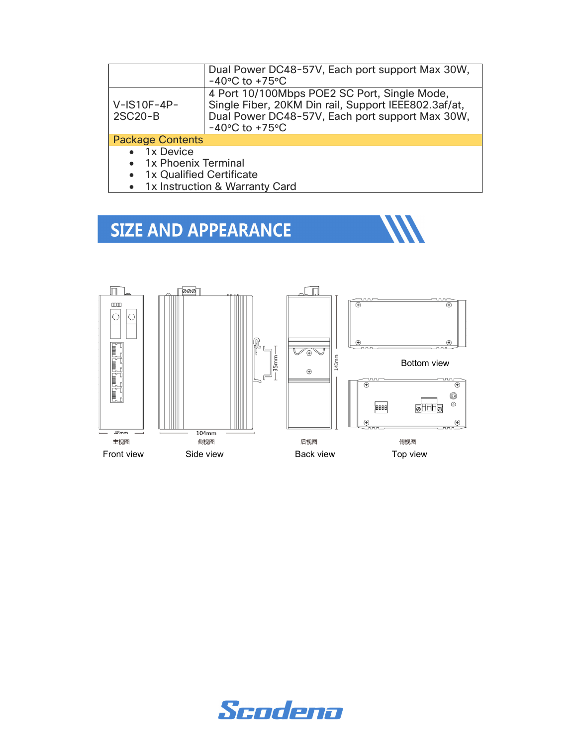| | |
|---|---|
| | Dual Power DC48-57V, Each port support Max 30W, -40°C to +75°C |
| V-IS10F-4P-2SC20-B | 4 Port 10/100Mbps POE2 SC Port, Single Mode, Single Fiber, 20KM Din rail, Support IEEE802.3af/at, Dual Power DC48-57V, Each port support Max 30W, -40°C to +75°C |

**Package Contents**

- 1x Device
- 1x Phoenix Terminal
- 1x Qualified Certificate
- 1x Instruction & Warranty Card

## SIZE AND APPEARANCE

48mm
主视图
Front view

104mm
35mm
侧视图
Side view

145mm
后视图
Back view

Bottom view

俯视图
Top view